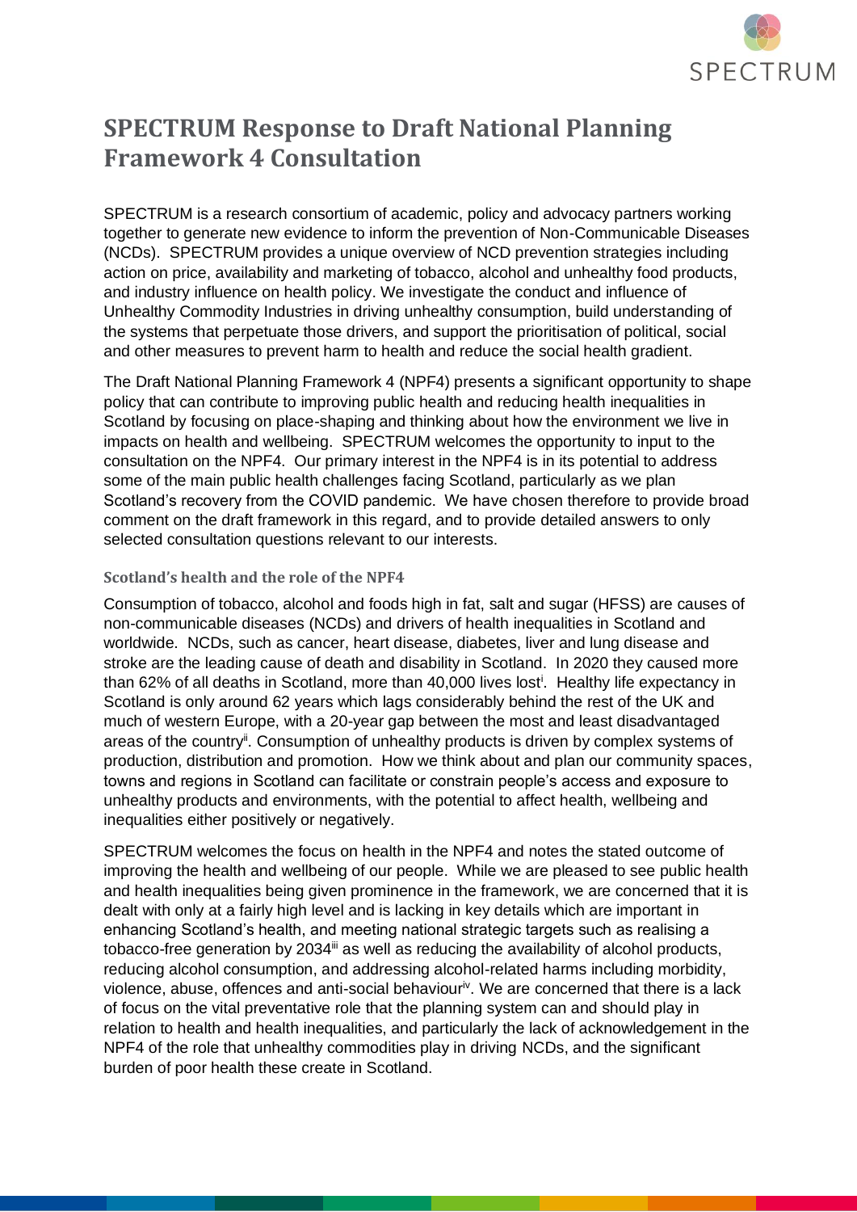# SPECTRUM Response to Draft National Planning Framework 4 Consultation

SPECTRUM is a research consortium of academic, policy and advocacy partners working together to generate new evidence to inform the prevention of Non-Communicable Diseases (NCDs). SPECTRUM provides a unique overview of NCD prevention strategies including action on price, availability and marketing of tobacco, alcohol and unhealthy food products, and industry influence on health policy. We investigate the conduct and influence of Unhealthy Commodity Industries in driving unhealthy consumption, build understanding of the systems that perpetuate those drivers, and support the prioritisation of political, social and other measures to prevent harm to health and reduce the social health gradient.

The Draft National Planning Framework 4 (NPF4) presents a significant opportunity to shape policy that can contribute to improving public health and reducing health inequalities in Scotland by focusing on place-shaping and thinking about how the environment we live in impacts on health and wellbeing. SPECTRUM welcomes the opportunity to input to the consultation on the NPF4. Our primary interest in the NPF4 is in its potential to address some of the main public health challenges facing Scotland, particularly as we plan Scotland's recovery from the COVID pandemic. We have chosen therefore to provide broad comment on the draft framework in this regard, and to provide detailed answers to only selected consultation questions relevant to our interests.

### Scotland's health and the role of the NPF4

Consumption of tobacco, alcohol and foods high in fat, salt and sugar (HFSS) are causes of non-communicable diseases (NCDs) and drivers of health inequalities in Scotland and worldwide. NCDs, such as cancer, heart disease, diabetes, liver and lung disease and stroke are the leading cause of death and disability in Scotland. In 2020 they caused more than 62% of all deaths in Scotland, more than 40,000 lives lost[i]. Healthy life expectancy in Scotland is only around 62 years which lags considerably behind the rest of the UK and much of western Europe, with a 20-year gap between the most and least disadvantaged areas of the country[ii]. Consumption of unhealthy products is driven by complex systems of production, distribution and promotion. How we think about and plan our community spaces, towns and regions in Scotland can facilitate or constrain people's access and exposure to unhealthy products and environments, with the potential to affect health, wellbeing and inequalities either positively or negatively.

SPECTRUM welcomes the focus on health in the NPF4 and notes the stated outcome of improving the health and wellbeing of our people. While we are pleased to see public health and health inequalities being given prominence in the framework, we are concerned that it is dealt with only at a fairly high level and is lacking in key details which are important in enhancing Scotland's health, and meeting national strategic targets such as realising a tobacco-free generation by 2034[iii] as well as reducing the availability of alcohol products, reducing alcohol consumption, and addressing alcohol-related harms including morbidity, violence, abuse, offences and anti-social behaviour[iv]. We are concerned that there is a lack of focus on the vital preventative role that the planning system can and should play in relation to health and health inequalities, and particularly the lack of acknowledgement in the NPF4 of the role that unhealthy commodities play in driving NCDs, and the significant burden of poor health these create in Scotland.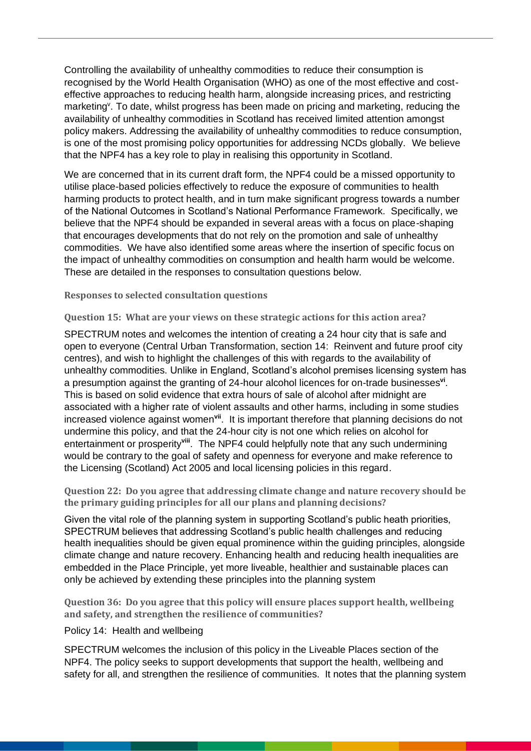Controlling the availability of unhealthy commodities to reduce their consumption is recognised by the World Health Organisation (WHO) as one of the most effective and cost-effective approaches to reducing health harm, alongside increasing prices, and restricting marketing[v]. To date, whilst progress has been made on pricing and marketing, reducing the availability of unhealthy commodities in Scotland has received limited attention amongst policy makers. Addressing the availability of unhealthy commodities to reduce consumption, is one of the most promising policy opportunities for addressing NCDs globally. We believe that the NPF4 has a key role to play in realising this opportunity in Scotland.

We are concerned that in its current draft form, the NPF4 could be a missed opportunity to utilise place-based policies effectively to reduce the exposure of communities to health harming products to protect health, and in turn make significant progress towards a number of the National Outcomes in Scotland's National Performance Framework. Specifically, we believe that the NPF4 should be expanded in several areas with a focus on place-shaping that encourages developments that do not rely on the promotion and sale of unhealthy commodities. We have also identified some areas where the insertion of specific focus on the impact of unhealthy commodities on consumption and health harm would be welcome. These are detailed in the responses to consultation questions below.

## Responses to selected consultation questions

### Question 15: What are your views on these strategic actions for this action area?

SPECTRUM notes and welcomes the intention of creating a 24 hour city that is safe and open to everyone (Central Urban Transformation, section 14: Reinvent and future proof city centres), and wish to highlight the challenges of this with regards to the availability of unhealthy commodities. Unlike in England, Scotland's alcohol premises licensing system has a presumption against the granting of 24-hour alcohol licences for on-trade businesses[vi]. This is based on solid evidence that extra hours of sale of alcohol after midnight are associated with a higher rate of violent assaults and other harms, including in some studies increased violence against women[vii]. It is important therefore that planning decisions do not undermine this policy, and that the 24-hour city is not one which relies on alcohol for entertainment or prosperity[viii]. The NPF4 could helpfully note that any such undermining would be contrary to the goal of safety and openness for everyone and make reference to the Licensing (Scotland) Act 2005 and local licensing policies in this regard.

### Question 22: Do you agree that addressing climate change and nature recovery should be the primary guiding principles for all our plans and planning decisions?

Given the vital role of the planning system in supporting Scotland's public heath priorities, SPECTRUM believes that addressing Scotland's public health challenges and reducing health inequalities should be given equal prominence within the guiding principles, alongside climate change and nature recovery. Enhancing health and reducing health inequalities are embedded in the Place Principle, yet more liveable, healthier and sustainable places can only be achieved by extending these principles into the planning system

### Question 36: Do you agree that this policy will ensure places support health, wellbeing and safety, and strengthen the resilience of communities?

Policy 14: Health and wellbeing

SPECTRUM welcomes the inclusion of this policy in the Liveable Places section of the NPF4. The policy seeks to support developments that support the health, wellbeing and safety for all, and strengthen the resilience of communities. It notes that the planning system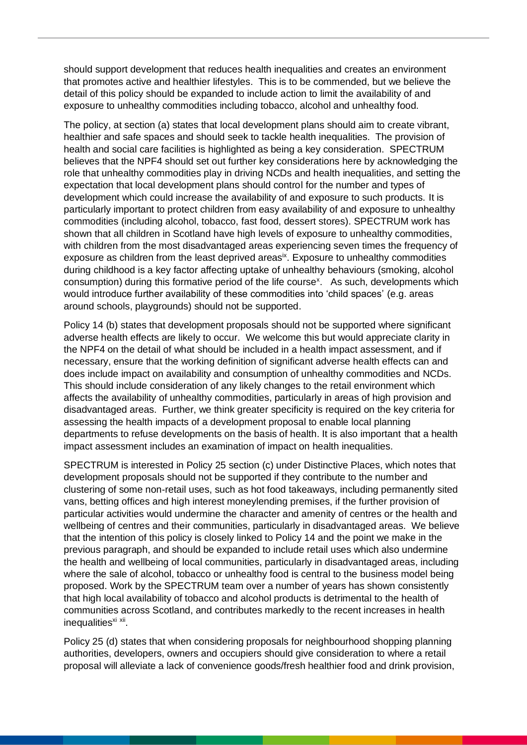should support development that reduces health inequalities and creates an environment that promotes active and healthier lifestyles. This is to be commended, but we believe the detail of this policy should be expanded to include action to limit the availability of and exposure to unhealthy commodities including tobacco, alcohol and unhealthy food.

The policy, at section (a) states that local development plans should aim to create vibrant, healthier and safe spaces and should seek to tackle health inequalities. The provision of health and social care facilities is highlighted as being a key consideration. SPECTRUM believes that the NPF4 should set out further key considerations here by acknowledging the role that unhealthy commodities play in driving NCDs and health inequalities, and setting the expectation that local development plans should control for the number and types of development which could increase the availability of and exposure to such products. It is particularly important to protect children from easy availability of and exposure to unhealthy commodities (including alcohol, tobacco, fast food, dessert stores). SPECTRUM work has shown that all children in Scotland have high levels of exposure to unhealthy commodities, with children from the most disadvantaged areas experiencing seven times the frequency of exposure as children from the least deprived areas[ix]. Exposure to unhealthy commodities during childhood is a key factor affecting uptake of unhealthy behaviours (smoking, alcohol consumption) during this formative period of the life course[x]. As such, developments which would introduce further availability of these commodities into 'child spaces' (e.g. areas around schools, playgrounds) should not be supported.

Policy 14 (b) states that development proposals should not be supported where significant adverse health effects are likely to occur. We welcome this but would appreciate clarity in the NPF4 on the detail of what should be included in a health impact assessment, and if necessary, ensure that the working definition of significant adverse health effects can and does include impact on availability and consumption of unhealthy commodities and NCDs. This should include consideration of any likely changes to the retail environment which affects the availability of unhealthy commodities, particularly in areas of high provision and disadvantaged areas. Further, we think greater specificity is required on the key criteria for assessing the health impacts of a development proposal to enable local planning departments to refuse developments on the basis of health. It is also important that a health impact assessment includes an examination of impact on health inequalities.

SPECTRUM is interested in Policy 25 section (c) under Distinctive Places, which notes that development proposals should not be supported if they contribute to the number and clustering of some non-retail uses, such as hot food takeaways, including permanently sited vans, betting offices and high interest moneylending premises, if the further provision of particular activities would undermine the character and amenity of centres or the health and wellbeing of centres and their communities, particularly in disadvantaged areas. We believe that the intention of this policy is closely linked to Policy 14 and the point we make in the previous paragraph, and should be expanded to include retail uses which also undermine the health and wellbeing of local communities, particularly in disadvantaged areas, including where the sale of alcohol, tobacco or unhealthy food is central to the business model being proposed. Work by the SPECTRUM team over a number of years has shown consistently that high local availability of tobacco and alcohol products is detrimental to the health of communities across Scotland, and contributes markedly to the recent increases in health inequalities[xi xii].

Policy 25 (d) states that when considering proposals for neighbourhood shopping planning authorities, developers, owners and occupiers should give consideration to where a retail proposal will alleviate a lack of convenience goods/fresh healthier food and drink provision,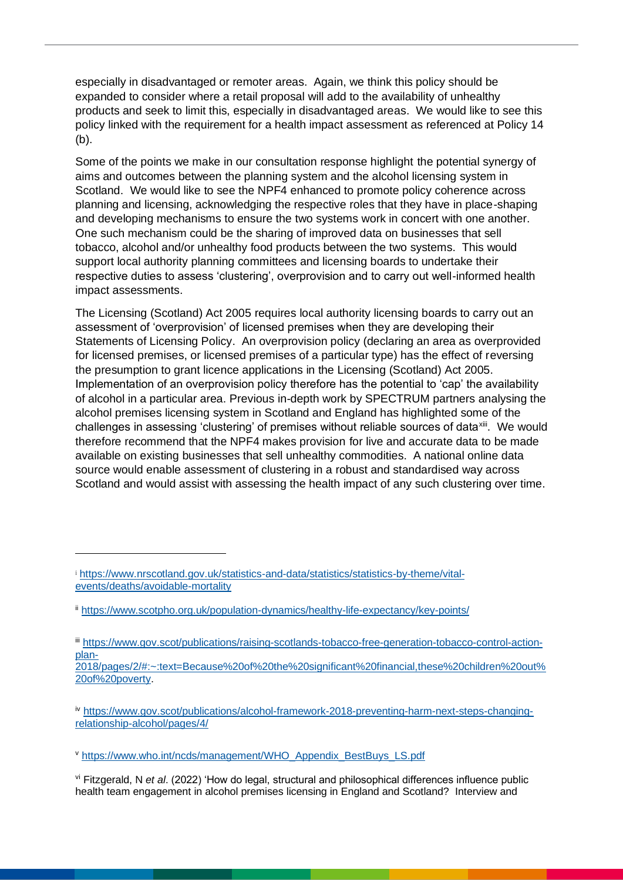especially in disadvantaged or remoter areas. Again, we think this policy should be expanded to consider where a retail proposal will add to the availability of unhealthy products and seek to limit this, especially in disadvantaged areas. We would like to see this policy linked with the requirement for a health impact assessment as referenced at Policy 14 (b).

Some of the points we make in our consultation response highlight the potential synergy of aims and outcomes between the planning system and the alcohol licensing system in Scotland. We would like to see the NPF4 enhanced to promote policy coherence across planning and licensing, acknowledging the respective roles that they have in place-shaping and developing mechanisms to ensure the two systems work in concert with one another. One such mechanism could be the sharing of improved data on businesses that sell tobacco, alcohol and/or unhealthy food products between the two systems. This would support local authority planning committees and licensing boards to undertake their respective duties to assess 'clustering', overprovision and to carry out well-informed health impact assessments.

The Licensing (Scotland) Act 2005 requires local authority licensing boards to carry out an assessment of 'overprovision' of licensed premises when they are developing their Statements of Licensing Policy. An overprovision policy (declaring an area as overprovided for licensed premises, or licensed premises of a particular type) has the effect of reversing the presumption to grant licence applications in the Licensing (Scotland) Act 2005. Implementation of an overprovision policy therefore has the potential to 'cap' the availability of alcohol in a particular area. Previous in-depth work by SPECTRUM partners analysing the alcohol premises licensing system in Scotland and England has highlighted some of the challenges in assessing 'clustering' of premises without reliable sources of data[xiii]. We would therefore recommend that the NPF4 makes provision for live and accurate data to be made available on existing businesses that sell unhealthy commodities. A national online data source would enable assessment of clustering in a robust and standardised way across Scotland and would assist with assessing the health impact of any such clustering over time.

---

[i] https://www.nrscotland.gov.uk/statistics-and-data/statistics/statistics-by-theme/vital-events/deaths/avoidable-mortality

[ii] https://www.scotpho.org.uk/population-dynamics/healthy-life-expectancy/key-points/

[iii] https://www.gov.scot/publications/raising-scotlands-tobacco-free-generation-tobacco-control-action-plan-2018/pages/2/#:~:text=Because%20of%20the%20significant%20financial,these%20children%20out%20of%20poverty.

[iv] https://www.gov.scot/publications/alcohol-framework-2018-preventing-harm-next-steps-changing-relationship-alcohol/pages/4/

[v] https://www.who.int/ncds/management/WHO_Appendix_BestBuys_LS.pdf

[vi] Fitzgerald, N *et al.* (2022) 'How do legal, structural and philosophical differences influence public health team engagement in alcohol premises licensing in England and Scotland? Interview and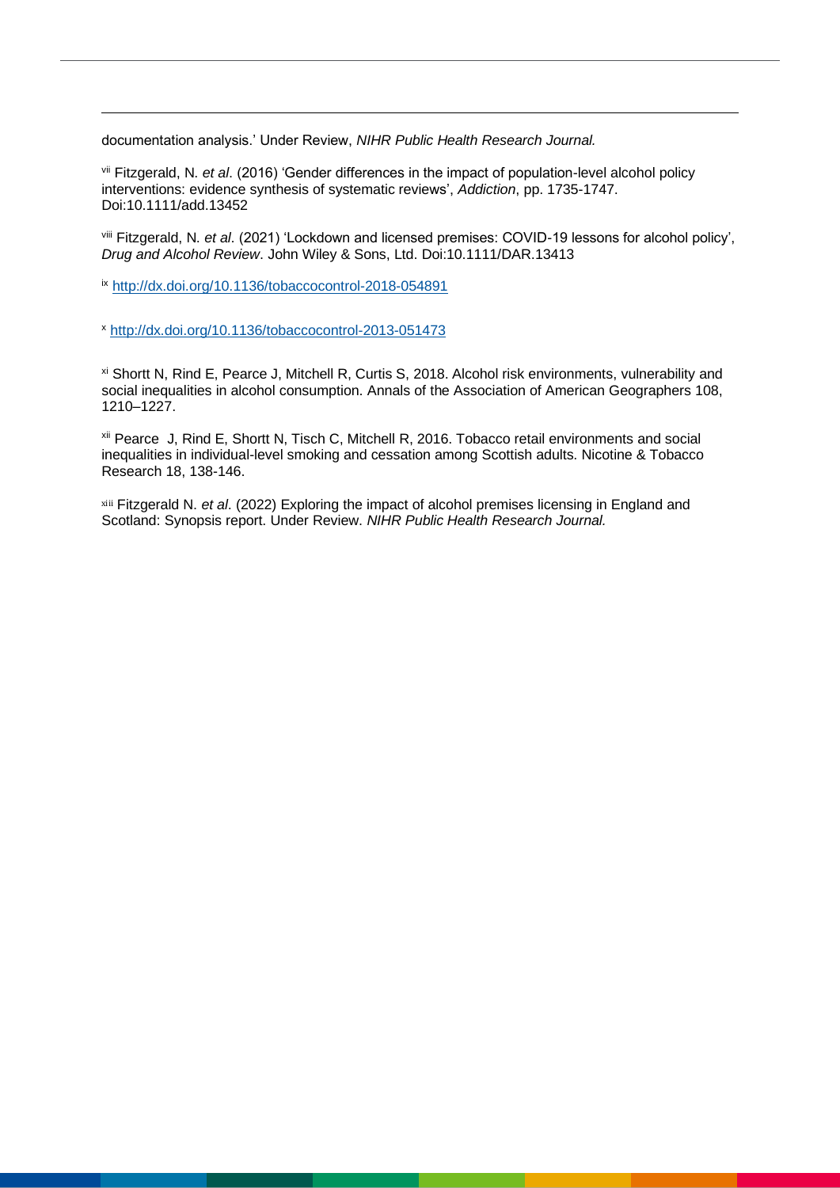documentation analysis.' Under Review, *NIHR Public Health Research Journal.*

[vii] Fitzgerald, N. *et al*. (2016) 'Gender differences in the impact of population-level alcohol policy interventions: evidence synthesis of systematic reviews', *Addiction*, pp. 1735-1747. Doi:10.1111/add.13452

[viii] Fitzgerald, N. *et al*. (2021) 'Lockdown and licensed premises: COVID-19 lessons for alcohol policy', *Drug and Alcohol Review*. John Wiley & Sons, Ltd. Doi:10.1111/DAR.13413

[ix] http://dx.doi.org/10.1136/tobaccocontrol-2018-054891

[x] http://dx.doi.org/10.1136/tobaccocontrol-2013-051473

[xi] Shortt N, Rind E, Pearce J, Mitchell R, Curtis S, 2018. Alcohol risk environments, vulnerability and social inequalities in alcohol consumption. Annals of the Association of American Geographers 108, 1210–1227.

[xii] Pearce J, Rind E, Shortt N, Tisch C, Mitchell R, 2016. Tobacco retail environments and social inequalities in individual-level smoking and cessation among Scottish adults. Nicotine & Tobacco Research 18, 138-146.

[xiii] Fitzgerald N. *et al*. (2022) Exploring the impact of alcohol premises licensing in England and Scotland: Synopsis report. Under Review. *NIHR Public Health Research Journal.*